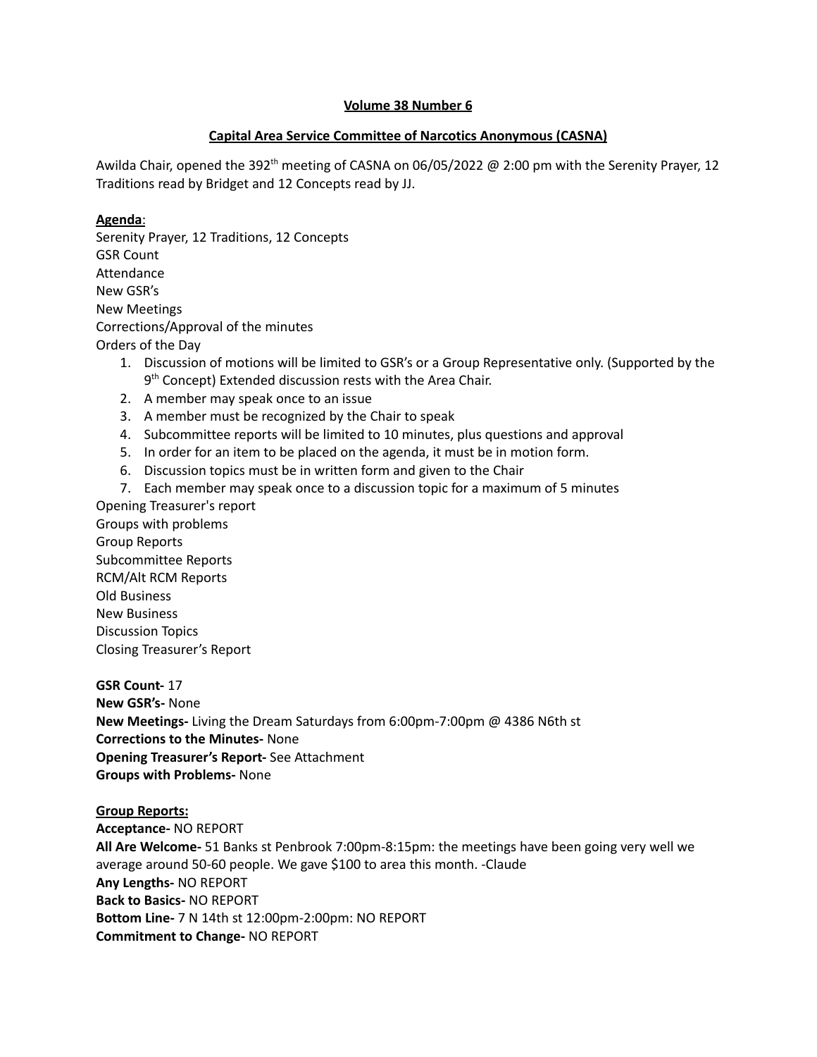**Volume 38 Number 6**

**Capital Area Service Committee of Narcotics Anonymous (CASNA)**

Awilda Chair, opened the 392nd meeting of CASNA on 06/05/2022 @ 2:00 pm with the Serenity Prayer, 12 Traditions read by Bridget and 12 Concepts read by JJ.

**Agenda**:

Serenity Prayer, 12 Traditions, 12 Concepts
GSR Count
Attendance
New GSR's
New Meetings
Corrections/Approval of the minutes
Orders of the Day

1. Discussion of motions will be limited to GSR's or a Group Representative only. (Supported by the 9th Concept) Extended discussion rests with the Area Chair.
2. A member may speak once to an issue
3. A member must be recognized by the Chair to speak
4. Subcommittee reports will be limited to 10 minutes, plus questions and approval
5. In order for an item to be placed on the agenda, it must be in motion form.
6. Discussion topics must be in written form and given to the Chair
7. Each member may speak once to a discussion topic for a maximum of 5 minutes

Opening Treasurer's report
Groups with problems
Group Reports
Subcommittee Reports
RCM/Alt RCM Reports
Old Business
New Business
Discussion Topics
Closing Treasurer's Report

**GSR Count-** 17
**New GSR's-** None
**New Meetings-** Living the Dream Saturdays from 6:00pm-7:00pm @ 4386 N6th st
**Corrections to the Minutes-** None
**Opening Treasurer's Report-** See Attachment
**Groups with Problems-** None

**Group Reports:**

**Acceptance-** NO REPORT
**All Are Welcome-** 51 Banks st Penbrook 7:00pm-8:15pm: the meetings have been going very well we average around 50-60 people. We gave $100 to area this month. -Claude
**Any Lengths-** NO REPORT
**Back to Basics-** NO REPORT
**Bottom Line-** 7 N 14th st 12:00pm-2:00pm: NO REPORT
**Commitment to Change-** NO REPORT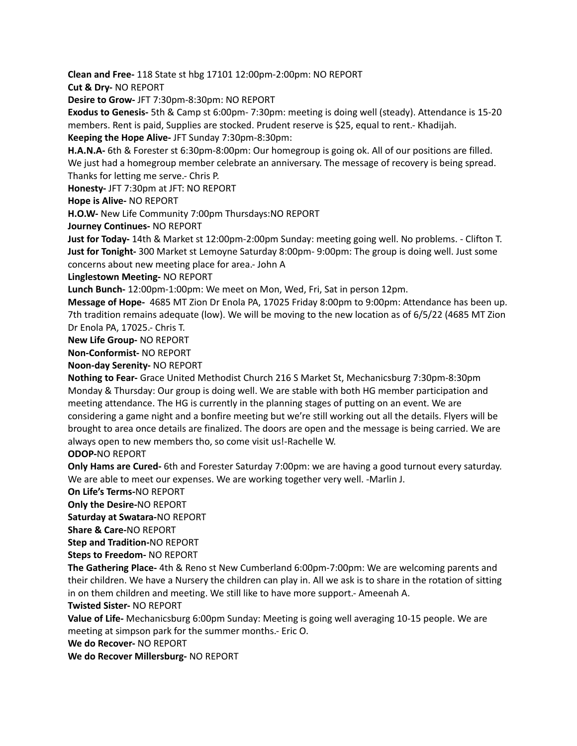**Clean and Free-** 118 State st hbg 17101 12:00pm-2:00pm: NO REPORT

**Cut & Dry-** NO REPORT

**Desire to Grow-** JFT 7:30pm-8:30pm: NO REPORT

**Exodus to Genesis-** 5th & Camp st 6:00pm- 7:30pm: meeting is doing well (steady). Attendance is 15-20 members. Rent is paid, Supplies are stocked. Prudent reserve is $25, equal to rent.- Khadijah.

**Keeping the Hope Alive-** JFT Sunday 7:30pm-8:30pm:

**H.A.N.A-** 6th & Forester st 6:30pm-8:00pm: Our homegroup is going ok. All of our positions are filled. We just had a homegroup member celebrate an anniversary. The message of recovery is being spread. Thanks for letting me serve.- Chris P.

**Honesty-** JFT 7:30pm at JFT: NO REPORT

**Hope is Alive-** NO REPORT

**H.O.W-** New Life Community 7:00pm Thursdays:NO REPORT

**Journey Continues-** NO REPORT

**Just for Today-** 14th & Market st 12:00pm-2:00pm Sunday: meeting going well. No problems. - Clifton T.

**Just for Tonight-** 300 Market st Lemoyne Saturday 8:00pm- 9:00pm: The group is doing well. Just some concerns about new meeting place for area.- John A

**Linglestown Meeting-** NO REPORT

**Lunch Bunch-** 12:00pm-1:00pm: We meet on Mon, Wed, Fri, Sat in person 12pm.

**Message of Hope-** 4685 MT Zion Dr Enola PA, 17025 Friday 8:00pm to 9:00pm: Attendance has been up. 7th tradition remains adequate (low). We will be moving to the new location as of 6/5/22 (4685 MT Zion Dr Enola PA, 17025.- Chris T.

**New Life Group-** NO REPORT

**Non-Conformist-** NO REPORT

**Noon-day Serenity-** NO REPORT

**Nothing to Fear-** Grace United Methodist Church 216 S Market St, Mechanicsburg 7:30pm-8:30pm Monday & Thursday: Our group is doing well. We are stable with both HG member participation and meeting attendance. The HG is currently in the planning stages of putting on an event. We are considering a game night and a bonfire meeting but we're still working out all the details. Flyers will be brought to area once details are finalized. The doors are open and the message is being carried. We are always open to new members tho, so come visit us!-Rachelle W.

**ODOP-**NO REPORT

**Only Hams are Cured-** 6th and Forester Saturday 7:00pm: we are having a good turnout every saturday. We are able to meet our expenses. We are working together very well. -Marlin J.

**On Life's Terms-**NO REPORT

**Only the Desire-**NO REPORT

**Saturday at Swatara-**NO REPORT

**Share & Care-**NO REPORT

**Step and Tradition-**NO REPORT

**Steps to Freedom-** NO REPORT

**The Gathering Place-** 4th & Reno st New Cumberland 6:00pm-7:00pm: We are welcoming parents and their children. We have a Nursery the children can play in. All we ask is to share in the rotation of sitting in on them children and meeting. We still like to have more support.- Ameenah A.

**Twisted Sister-** NO REPORT

**Value of Life-** Mechanicsburg 6:00pm Sunday: Meeting is going well averaging 10-15 people. We are meeting at simpson park for the summer months.- Eric O.

**We do Recover-** NO REPORT

**We do Recover Millersburg-** NO REPORT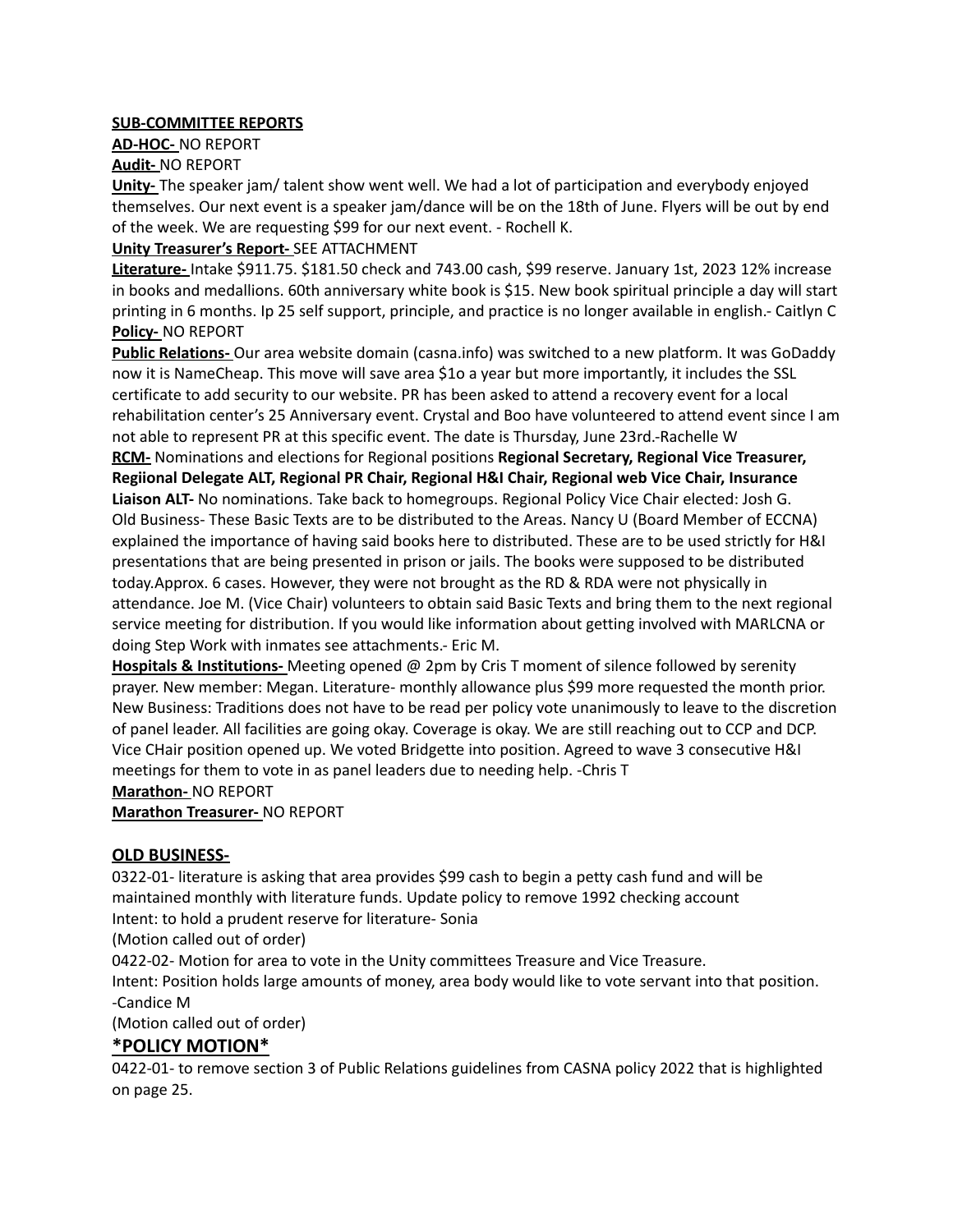**SUB-COMMITTEE REPORTS**

**AD-HOC-** NO REPORT

**Audit-** NO REPORT

**Unity-** The speaker jam/ talent show went well. We had a lot of participation and everybody enjoyed themselves. Our next event is a speaker jam/dance will be on the 18th of June. Flyers will be out by end of the week. We are requesting $99 for our next event. - Rochell K.

**Unity Treasurer's Report-** SEE ATTACHMENT

**Literature-** Intake $911.75. $181.50 check and 743.00 cash, $99 reserve. January 1st, 2023 12% increase in books and medallions. 60th anniversary white book is $15. New book spiritual principle a day will start printing in 6 months. Ip 25 self support, principle, and practice is no longer available in english.- Caitlyn C

**Policy-** NO REPORT

**Public Relations-** Our area website domain (casna.info) was switched to a new platform. It was GoDaddy now it is NameCheap. This move will save area $1o a year but more importantly, it includes the SSL certificate to add security to our website. PR has been asked to attend a recovery event for a local rehabilitation center's 25 Anniversary event. Crystal and Boo have volunteered to attend event since I am not able to represent PR at this specific event. The date is Thursday, June 23rd.-Rachelle W

**RCM-** Nominations and elections for Regional positions **Regional Secretary, Regional Vice Treasurer, Regiional Delegate ALT, Regional PR Chair, Regional H&I Chair, Regional web Vice Chair, Insurance Liaison ALT-** No nominations. Take back to homegroups. Regional Policy Vice Chair elected: Josh G. Old Business- These Basic Texts are to be distributed to the Areas. Nancy U (Board Member of ECCNA) explained the importance of having said books here to distributed. These are to be used strictly for H&I presentations that are being presented in prison or jails. The books were supposed to be distributed today.Approx. 6 cases. However, they were not brought as the RD & RDA were not physically in attendance. Joe M. (Vice Chair) volunteers to obtain said Basic Texts and bring them to the next regional service meeting for distribution. If you would like information about getting involved with MARLCNA or doing Step Work with inmates see attachments.- Eric M.

**Hospitals & Institutions-** Meeting opened @ 2pm by Cris T moment of silence followed by serenity prayer. New member: Megan. Literature- monthly allowance plus $99 more requested the month prior. New Business: Traditions does not have to be read per policy vote unanimously to leave to the discretion of panel leader. All facilities are going okay. Coverage is okay. We are still reaching out to CCP and DCP. Vice CHair position opened up. We voted Bridgette into position. Agreed to wave 3 consecutive H&I meetings for them to vote in as panel leaders due to needing help. -Chris T

**Marathon-** NO REPORT

**Marathon Treasurer-** NO REPORT

## OLD BUSINESS-

0322-01- literature is asking that area provides $99 cash to begin a petty cash fund and will be maintained monthly with literature funds. Update policy to remove 1992 checking account

Intent: to hold a prudent reserve for literature- Sonia

(Motion called out of order)

0422-02- Motion for area to vote in the Unity committees Treasure and Vice Treasure.

Intent: Position holds large amounts of money, area body would like to vote servant into that position. -Candice M

(Motion called out of order)

## *POLICY MOTION*

0422-01- to remove section 3 of Public Relations guidelines from CASNA policy 2022 that is highlighted on page 25.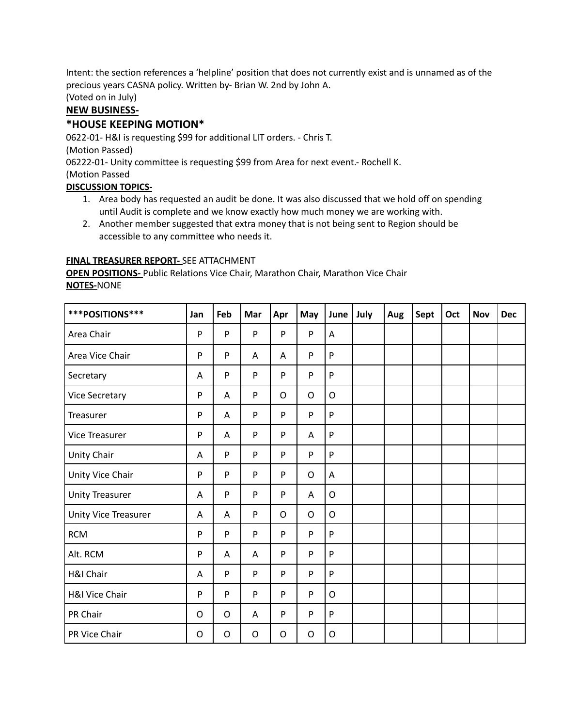Intent: the section references a 'helpline' position that does not currently exist and is unnamed as of the precious years CASNA policy. Written by- Brian W. 2nd by John A.
(Voted on in July)

**NEW BUSINESS-**

## *HOUSE KEEPING MOTION*

0622-01- H&I is requesting $99 for additional LIT orders. - Chris T.
(Motion Passed)
06222-01- Unity committee is requesting $99 from Area for next event.- Rochell K.
(Motion Passed

**DISCUSSION TOPICS-**

1. Area body has requested an audit be done. It was also discussed that we hold off on spending until Audit is complete and we know exactly how much money we are working with.
2. Another member suggested that extra money that is not being sent to Region should be accessible to any committee who needs it.

**FINAL TREASURER REPORT-** SEE ATTACHMENT
**OPEN POSITIONS-** Public Relations Vice Chair, Marathon Chair, Marathon Vice Chair
**NOTES-**NONE

| ***POSITIONS*** | Jan | Feb | Mar | Apr | May | June | July | Aug | Sept | Oct | Nov | Dec |
|---|---|---|---|---|---|---|---|---|---|---|---|---|
| Area Chair | P | P | P | P | P | A | | | | | | |
| Area Vice Chair | P | P | A | A | P | P | | | | | | |
| Secretary | A | P | P | P | P | P | | | | | | |
| Vice Secretary | P | A | P | O | O | O | | | | | | |
| Treasurer | P | A | P | P | P | P | | | | | | |
| Vice Treasurer | P | A | P | P | A | P | | | | | | |
| Unity Chair | A | P | P | P | P | P | | | | | | |
| Unity Vice Chair | P | P | P | P | O | A | | | | | | |
| Unity Treasurer | A | P | P | P | A | O | | | | | | |
| Unity Vice Treasurer | A | A | P | O | O | O | | | | | | |
| RCM | P | P | P | P | P | P | | | | | | |
| Alt. RCM | P | A | A | P | P | P | | | | | | |
| H&I Chair | A | P | P | P | P | P | | | | | | |
| H&I Vice Chair | P | P | P | P | P | O | | | | | | |
| PR Chair | O | O | A | P | P | P | | | | | | |
| PR Vice Chair | O | O | O | O | O | O | | | | | | |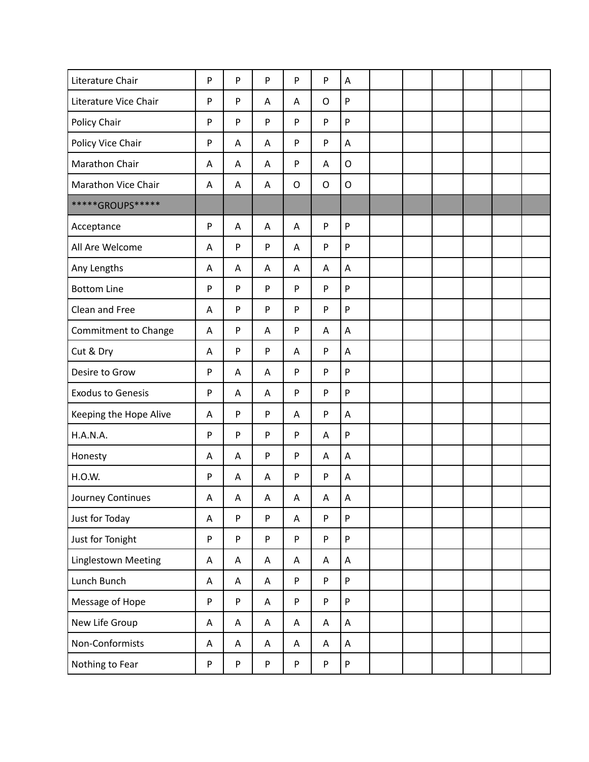| | | | | | | | | | | | | |
|---|---|---|---|---|---|---|---|---|---|---|---|---|
| Literature Chair | P | P | P | P | P | A | | | | | | |
| Literature Vice Chair | P | P | A | A | O | P | | | | | | |
| Policy Chair | P | P | P | P | P | P | | | | | | |
| Policy Vice Chair | P | A | A | P | P | A | | | | | | |
| Marathon Chair | A | A | A | P | A | O | | | | | | |
| Marathon Vice Chair | A | A | A | O | O | O | | | | | | |
| *****GROUPS***** | | | | | | | | | | | | |
| Acceptance | P | A | A | A | P | P | | | | | | |
| All Are Welcome | A | P | P | A | P | P | | | | | | |
| Any Lengths | A | A | A | A | A | A | | | | | | |
| Bottom Line | P | P | P | P | P | P | | | | | | |
| Clean and Free | A | P | P | P | P | P | | | | | | |
| Commitment to Change | A | P | A | P | A | A | | | | | | |
| Cut & Dry | A | P | P | A | P | A | | | | | | |
| Desire to Grow | P | A | A | P | P | P | | | | | | |
| Exodus to Genesis | P | A | A | P | P | P | | | | | | |
| Keeping the Hope Alive | A | P | P | A | P | A | | | | | | |
| H.A.N.A. | P | P | P | P | A | P | | | | | | |
| Honesty | A | A | P | P | A | A | | | | | | |
| H.O.W. | P | A | A | P | P | A | | | | | | |
| Journey Continues | A | A | A | A | A | A | | | | | | |
| Just for Today | A | P | P | A | P | P | | | | | | |
| Just for Tonight | P | P | P | P | P | P | | | | | | |
| Linglestown Meeting | A | A | A | A | A | A | | | | | | |
| Lunch Bunch | A | A | A | P | P | P | | | | | | |
| Message of Hope | P | P | A | P | P | P | | | | | | |
| New Life Group | A | A | A | A | A | A | | | | | | |
| Non-Conformists | A | A | A | A | A | A | | | | | | |
| Nothing to Fear | P | P | P | P | P | P | | | | | | |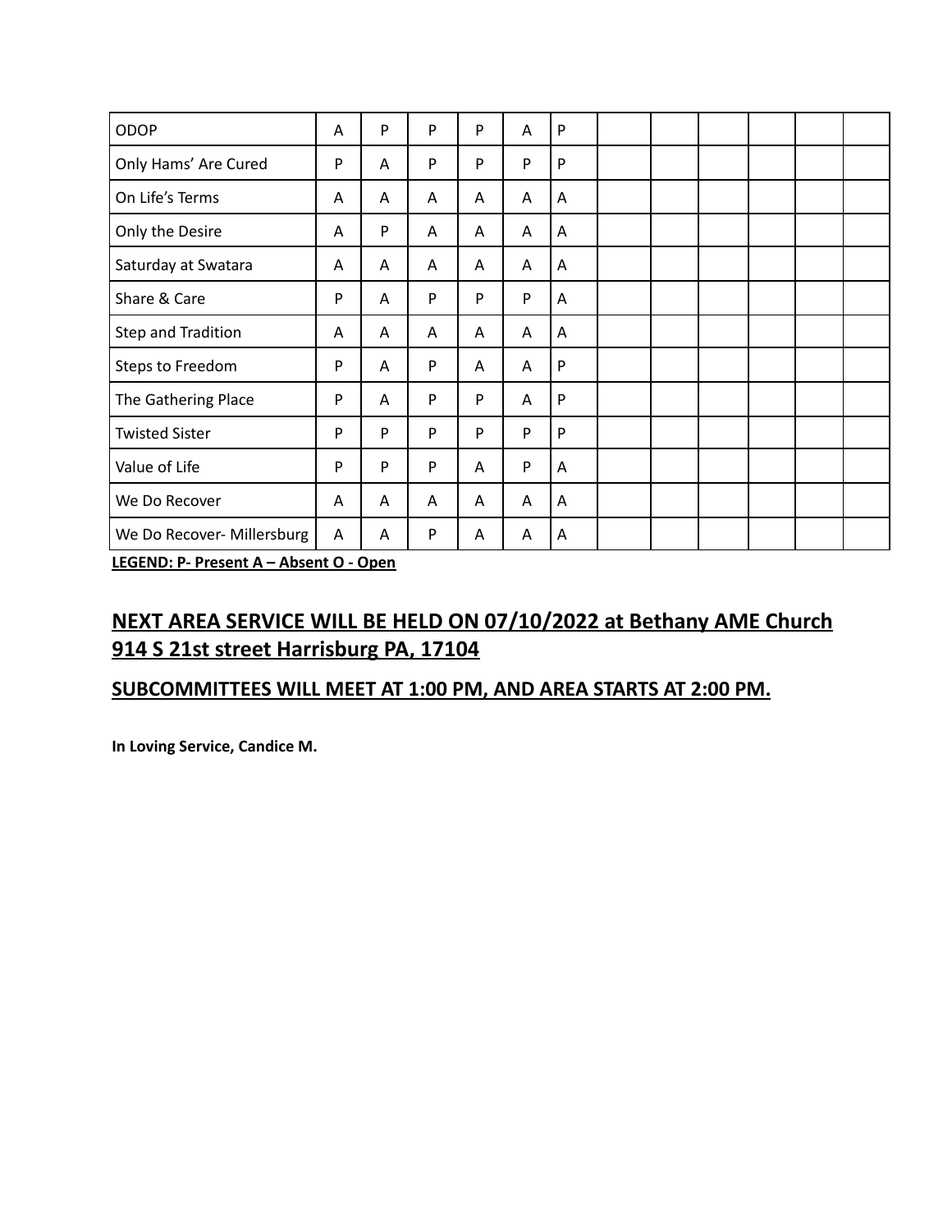| | | | | | | | | | | | | |
|---|---|---|---|---|---|---|---|---|---|---|---|---|
| ODOP | A | P | P | P | A | P | | | | | | |
| Only Hams' Are Cured | P | A | P | P | P | P | | | | | | |
| On Life's Terms | A | A | A | A | A | A | | | | | | |
| Only the Desire | A | P | A | A | A | A | | | | | | |
| Saturday at Swatara | A | A | A | A | A | A | | | | | | |
| Share & Care | P | A | P | P | P | A | | | | | | |
| Step and Tradition | A | A | A | A | A | A | | | | | | |
| Steps to Freedom | P | A | P | A | A | P | | | | | | |
| The Gathering Place | P | A | P | P | A | P | | | | | | |
| Twisted Sister | P | P | P | P | P | P | | | | | | |
| Value of Life | P | P | P | A | P | A | | | | | | |
| We Do Recover | A | A | A | A | A | A | | | | | | |
| We Do Recover- Millersburg | A | A | P | A | A | A | | | | | | |

**LEGEND: P- Present A – Absent O - Open**

## NEXT AREA SERVICE WILL BE HELD ON 07/10/2022 at Bethany AME Church 914 S 21st street Harrisburg PA, 17104

### SUBCOMMITTEES WILL MEET AT 1:00 PM, AND AREA STARTS AT 2:00 PM.

**In Loving Service, Candice M.**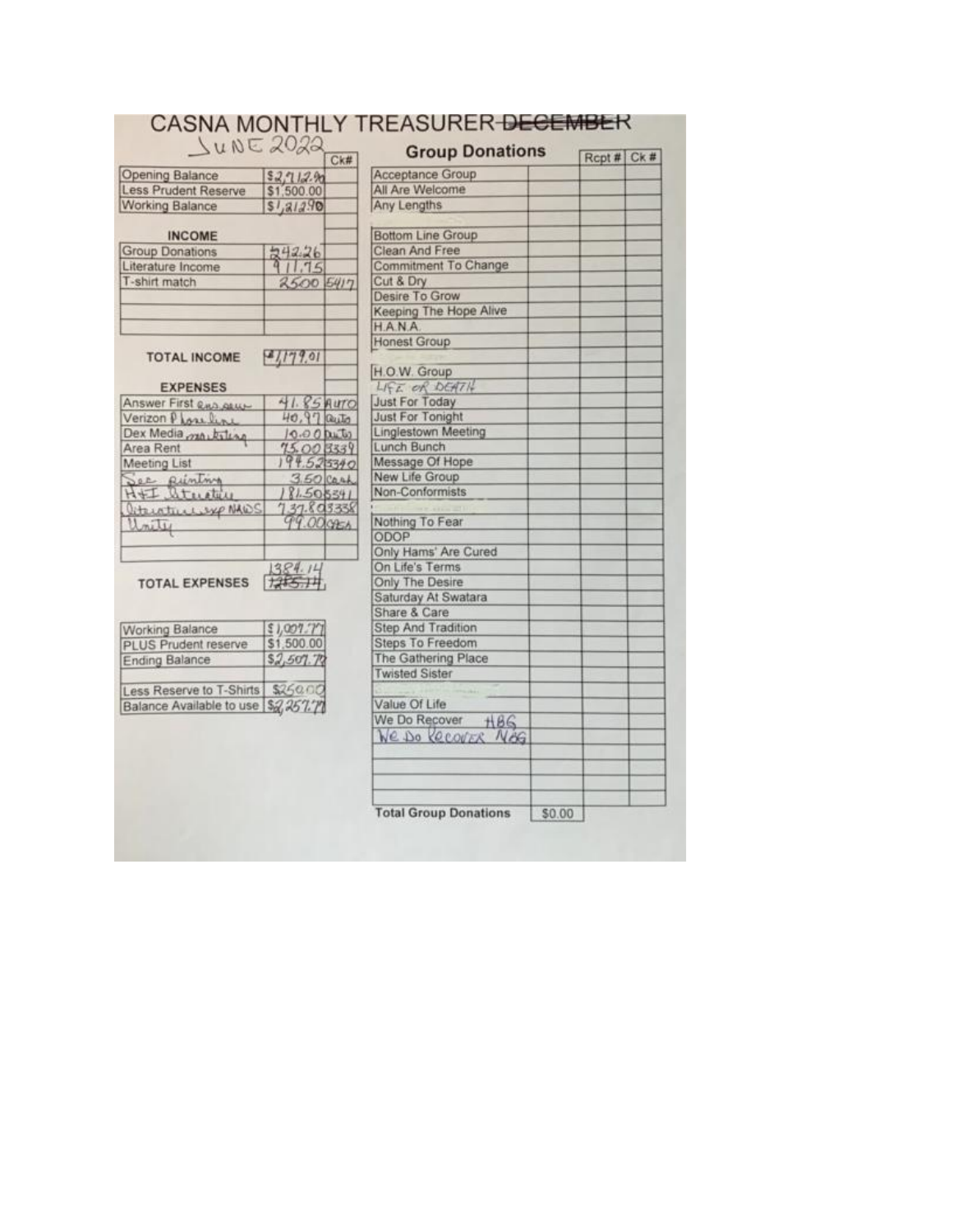# CASNA MONTHLY TREASURER ~~DECEMBER~~

JUNE 2022

| | | Ck# |
|---|---|---|
| Opening Balance | $2,712.90 | |
| Less Prudent Reserve | $1,500.00 | |
| Working Balance | $1,212.90 | |
| | | |
| **INCOME** | | |
| Group Donations | 242.26 | |
| Literature Income | 911.75 | |
| T-shirt match | 2500 | 5417 |
| | | |
| | | |
| | | |
| **TOTAL INCOME** | $1,179.01 | |
| | | |
| **EXPENSES** | | |
| Answer First ans serv | 41.85 | AUTO |
| Verizon Phone line | 40.97 | auto |
| Dex Media marketing | 10.00 | auto |
| Area Rent | 75.00 | 3339 |
| Meeting List | 194.52 | 3340 |
| Sec printing | 3.50 | cash |
| H&I literature | 181.50 | 3341 |
| literature exp NAWS | 737.80 | 3338 |
| Unity | 99.00 | CASA |
| | | |
| **TOTAL EXPENSES** | 1384.14 (~~1285.14~~) | |
| | | |
| Working Balance | $1,007.77 | |
| PLUS Prudent reserve | $1,500.00 | |
| Ending Balance | $2,507.77 | |
| | | |
| Less Reserve to T-Shirts | $250.00 | |
| Balance Available to use | $2,257.77 | |

## Group Donations

| Group | | Rcpt # | Ck # |
|---|---|---|---|
| Acceptance Group | | | |
| All Are Welcome | | | |
| Any Lengths | | | |
| | | | |
| Bottom Line Group | | | |
| Clean And Free | | | |
| Commitment To Change | | | |
| Cut & Dry | | | |
| Desire To Grow | | | |
| Keeping The Hope Alive | | | |
| H.A.N.A. | | | |
| Honest Group | | | |
| | | | |
| H.O.W. Group | | | |
| LIFE OR DEATH | | | |
| Just For Today | | | |
| Just For Tonight | | | |
| Linglestown Meeting | | | |
| Lunch Bunch | | | |
| Message Of Hope | | | |
| New Life Group | | | |
| Non-Conformists | | | |
| | | | |
| Nothing To Fear | | | |
| ODOP | | | |
| Only Hams' Are Cured | | | |
| On Life's Terms | | | |
| Only The Desire | | | |
| Saturday At Swatara | | | |
| Share & Care | | | |
| Step And Tradition | | | |
| Steps To Freedom | | | |
| The Gathering Place | | | |
| Twisted Sister | | | |
| | | | |
| Value Of Life | | | |
| We Do Recover HBG | | | |
| WE DO RECOVER NBG | | | |
| | | | |
| | | | |
| | | | |
| | | | |
| **Total Group Donations** | $0.00 | | |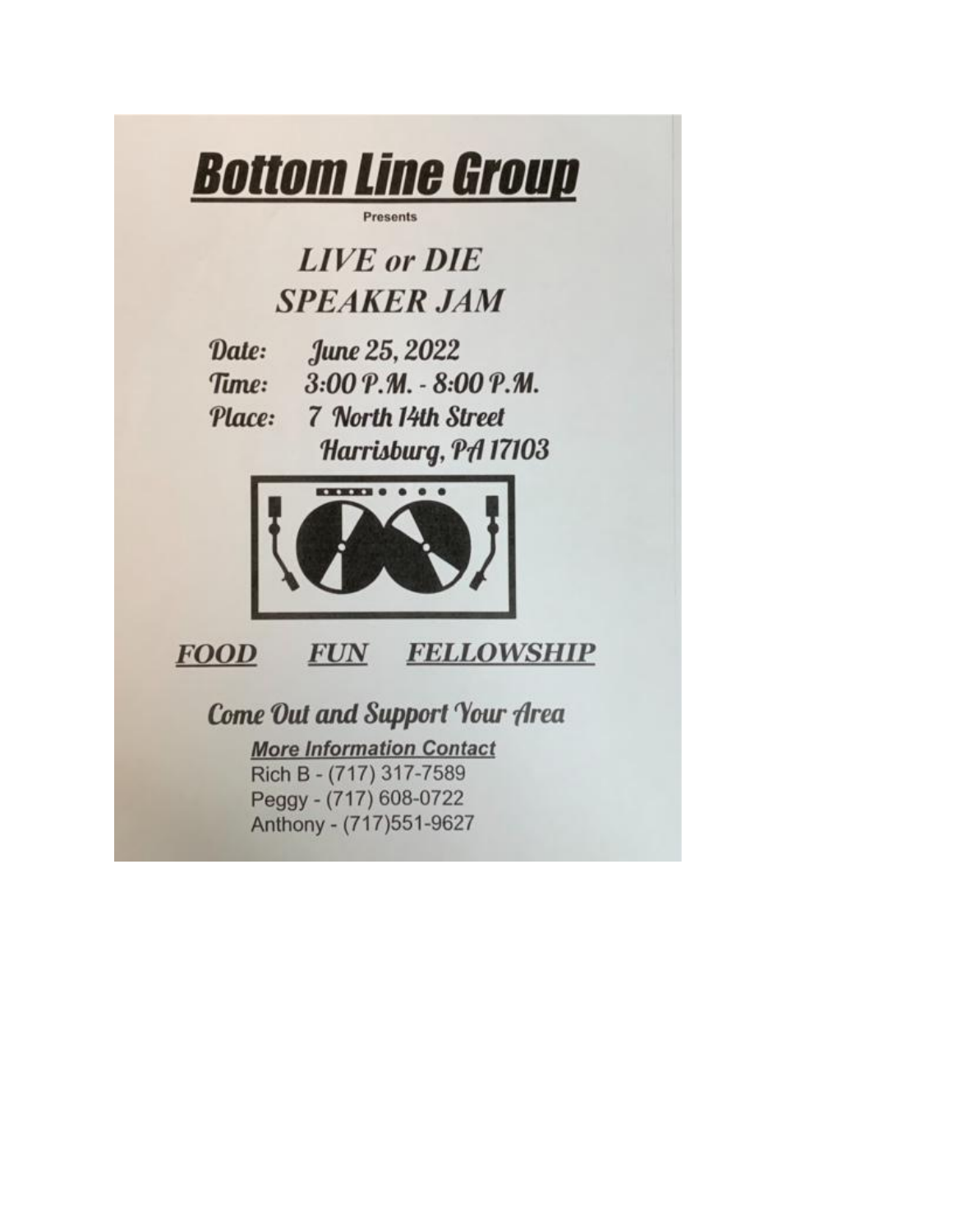# Bottom Line Group

Presents

## *LIVE or DIE*
## *SPEAKER JAM*

**Date:** June 25, 2022
**Time:** 3:00 P.M. - 8:00 P.M.
**Place:** 7 North 14th Street
Harrisburg, PA 17103

***FOOD*** ***FUN*** ***FELLOWSHIP***

**Come Out and Support Your Area**

**More Information Contact**
Rich B - (717) 317-7589
Peggy - (717) 608-0722
Anthony - (717)551-9627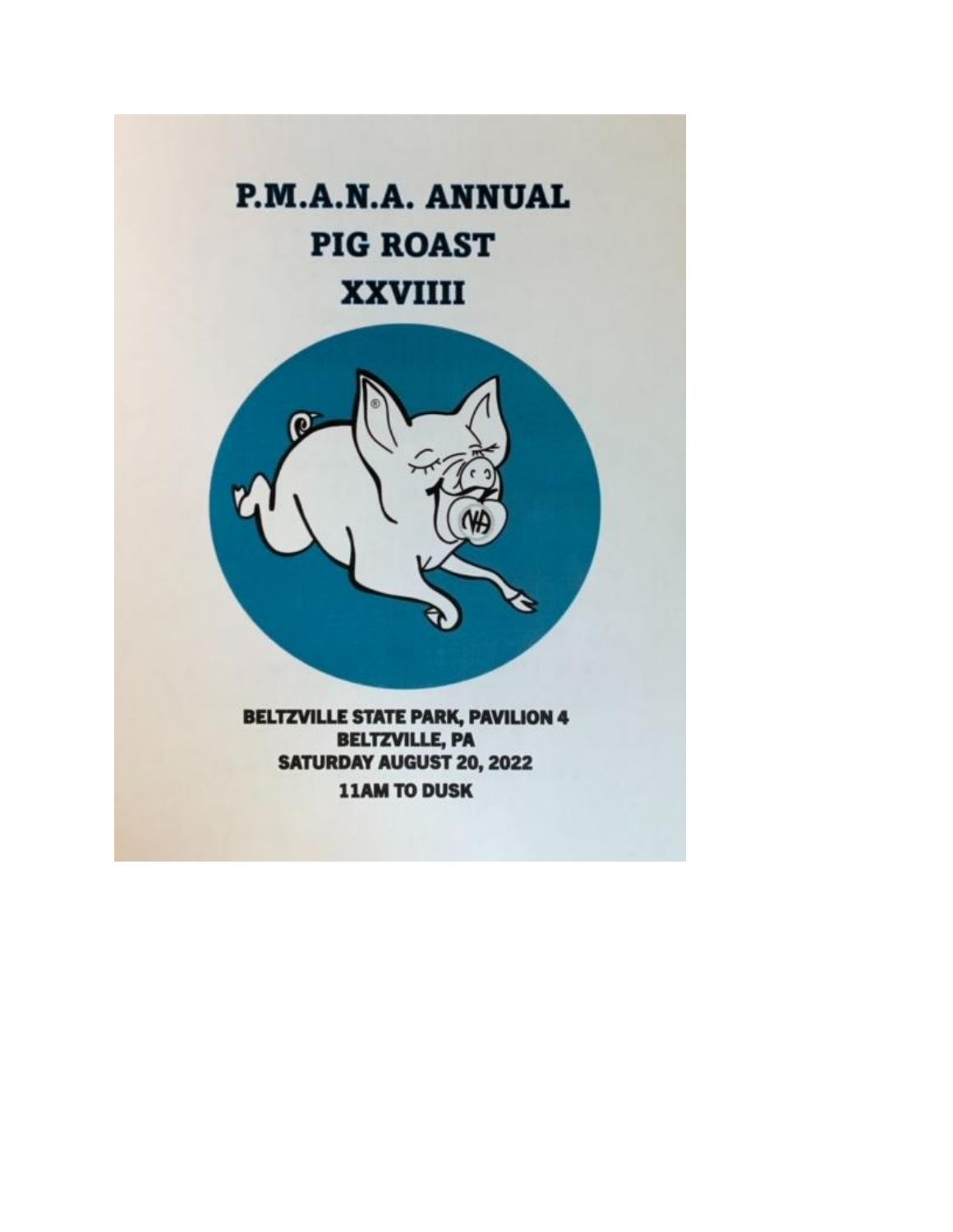# P.M.A.N.A. ANNUAL
# PIG ROAST
# XXVIIII

**BELTZVILLE STATE PARK, PAVILION 4**
**BELTZVILLE, PA**
**SATURDAY AUGUST 20, 2022**
**11AM TO DUSK**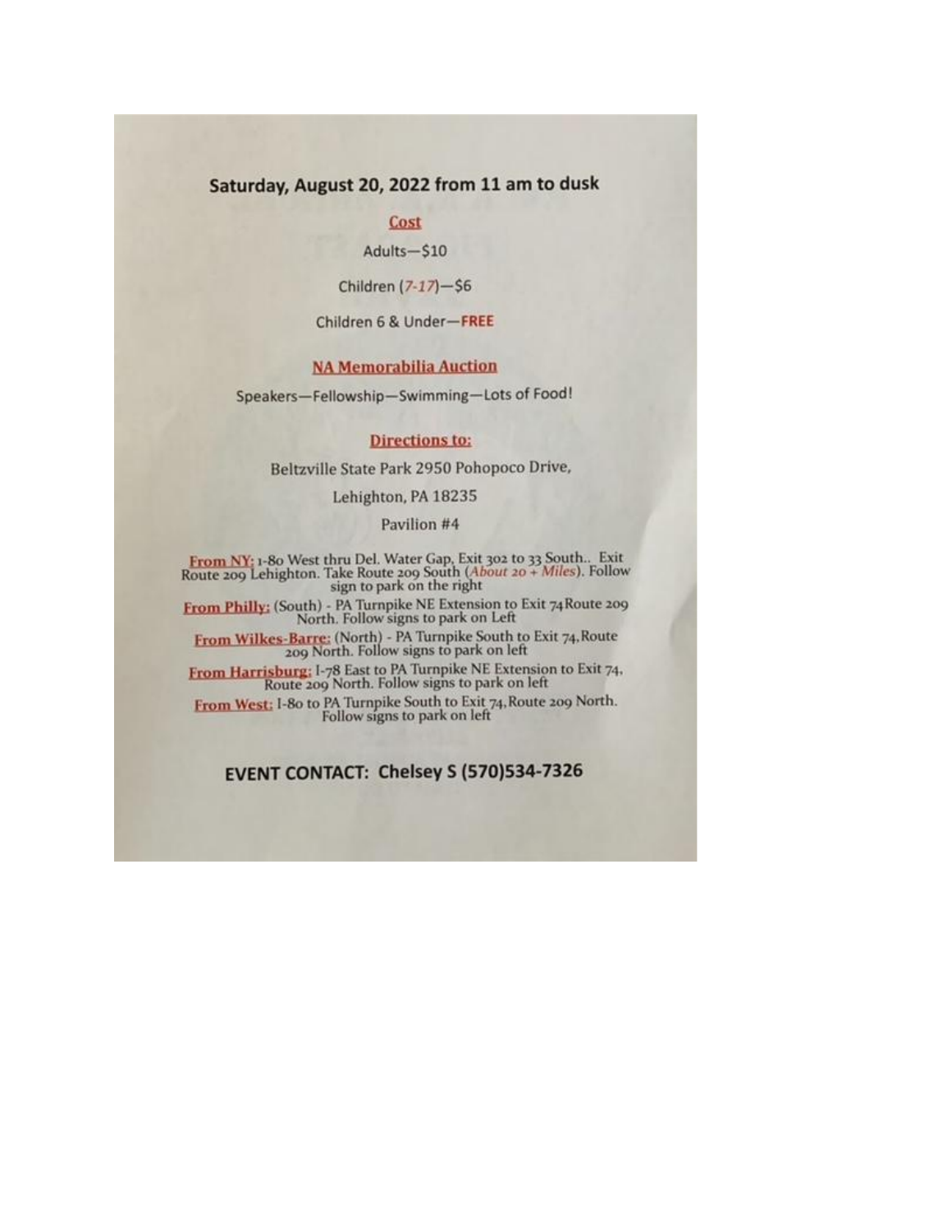## Saturday, August 20, 2022 from 11 am to dusk

**Cost**

Adults—$10

Children (*7-17*)—$6

Children 6 & Under—**FREE**

**NA Memorabilia Auction**

Speakers—Fellowship—Swimming—Lots of Food!

**Directions to:**

Beltzville State Park 2950 Pohopoco Drive,

Lehighton, PA 18235

Pavilion #4

**From NY:** 1-80 West thru Del. Water Gap, Exit 302 to 33 South.. Exit Route 209 Lehighton. Take Route 209 South (*About 20 + Miles*). Follow sign to park on the right

**From Philly:** (South) - PA Turnpike NE Extension to Exit 74 Route 209 North. Follow signs to park on Left

**From Wilkes-Barre:** (North) - PA Turnpike South to Exit 74, Route 209 North. Follow signs to park on left

**From Harrisburg:** I-78 East to PA Turnpike NE Extension to Exit 74, Route 209 North. Follow signs to park on left

**From West:** I-80 to PA Turnpike South to Exit 74, Route 209 North. Follow signs to park on left

## EVENT CONTACT: Chelsey S (570)534-7326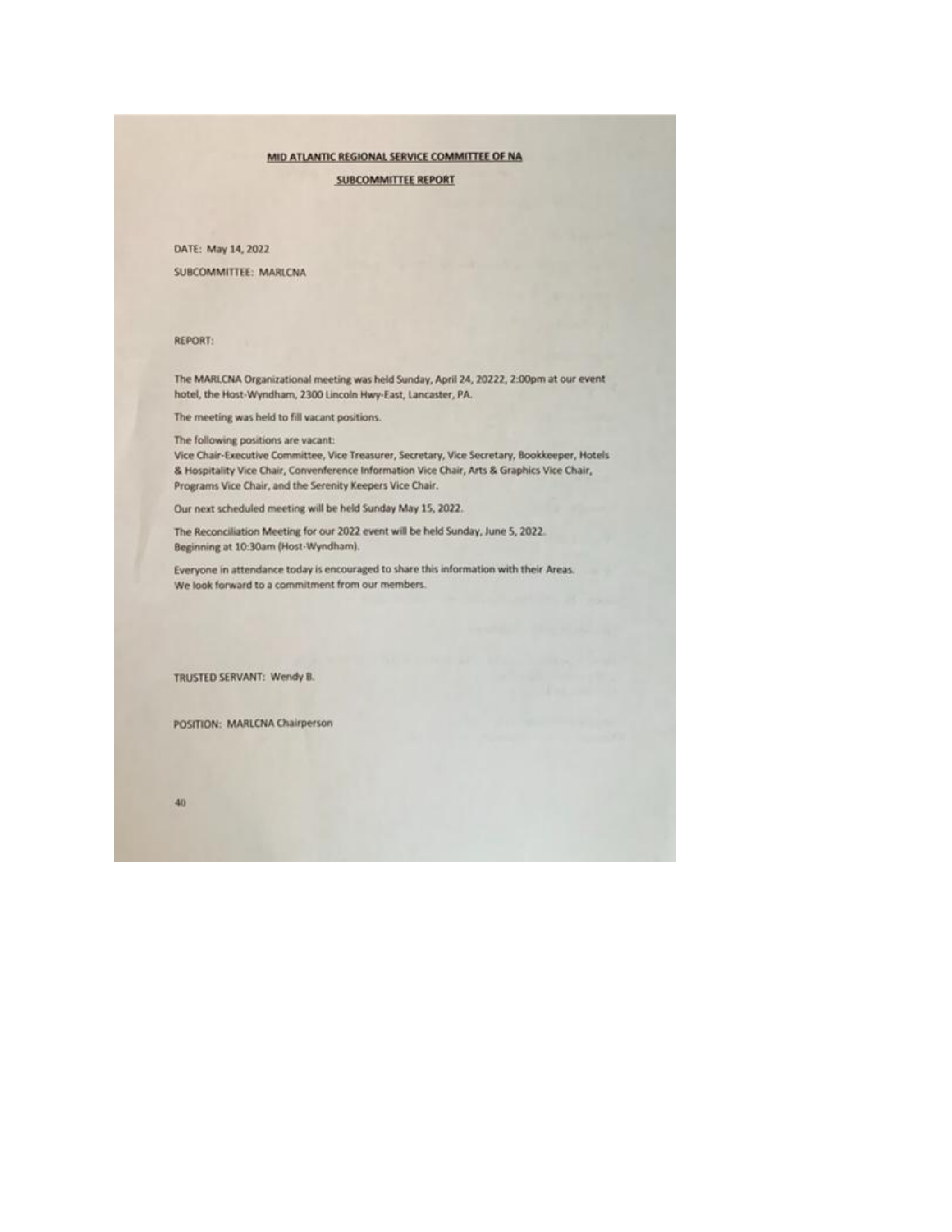# MID ATLANTIC REGIONAL SERVICE COMMITTEE OF NA

## SUBCOMMITTEE REPORT

DATE: May 14, 2022

SUBCOMMITTEE: MARLCNA

REPORT:

The MARLCNA Organizational meeting was held Sunday, April 24, 20222, 2:00pm at our event hotel, the Host-Wyndham, 2300 Lincoln Hwy-East, Lancaster, PA.

The meeting was held to fill vacant positions.

The following positions are vacant:
Vice Chair-Executive Committee, Vice Treasurer, Secretary, Vice Secretary, Bookkeeper, Hotels & Hospitality Vice Chair, Convenference Information Vice Chair, Arts & Graphics Vice Chair, Programs Vice Chair, and the Serenity Keepers Vice Chair.

Our next scheduled meeting will be held Sunday May 15, 2022.

The Reconciliation Meeting for our 2022 event will be held Sunday, June 5, 2022.
Beginning at 10:30am (Host-Wyndham).

Everyone in attendance today is encouraged to share this information with their Areas.
We look forward to a commitment from our members.

TRUSTED SERVANT: Wendy B.

POSITION: MARLCNA Chairperson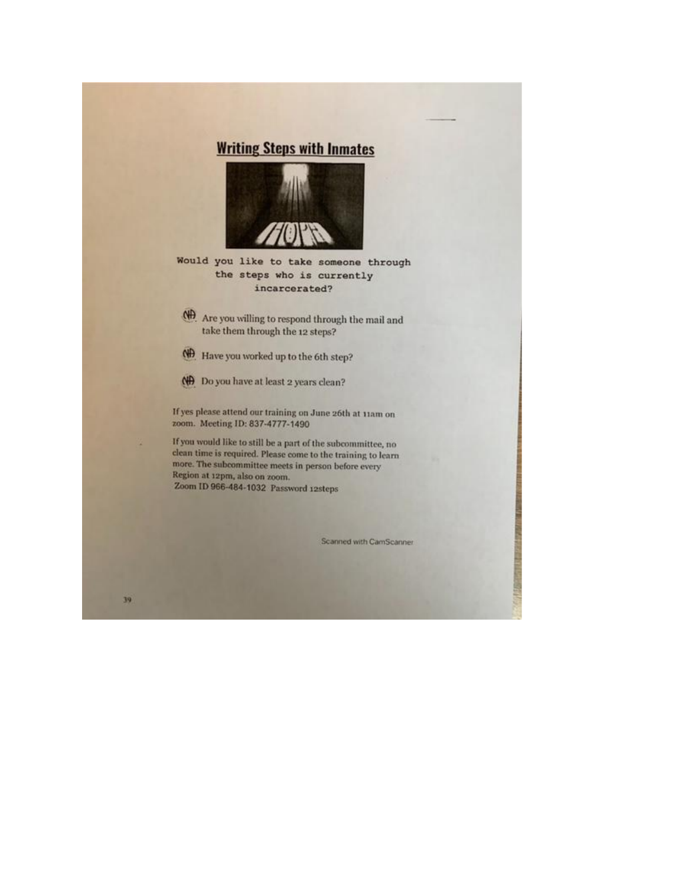# Writing Steps with Inmates

**Would you like to take someone through the steps who is currently incarcerated?**

- Are you willing to respond through the mail and take them through the 12 steps?
- Have you worked up to the 6th step?
- Do you have at least 2 years clean?

If yes please attend our training on June 26th at 11am on zoom. Meeting ID: 837-4777-1490

If you would like to still be a part of the subcommittee, no clean time is required. Please come to the training to learn more. The subcommittee meets in person before every Region at 12pm, also on zoom.
Zoom ID 966-484-1032 Password 12steps